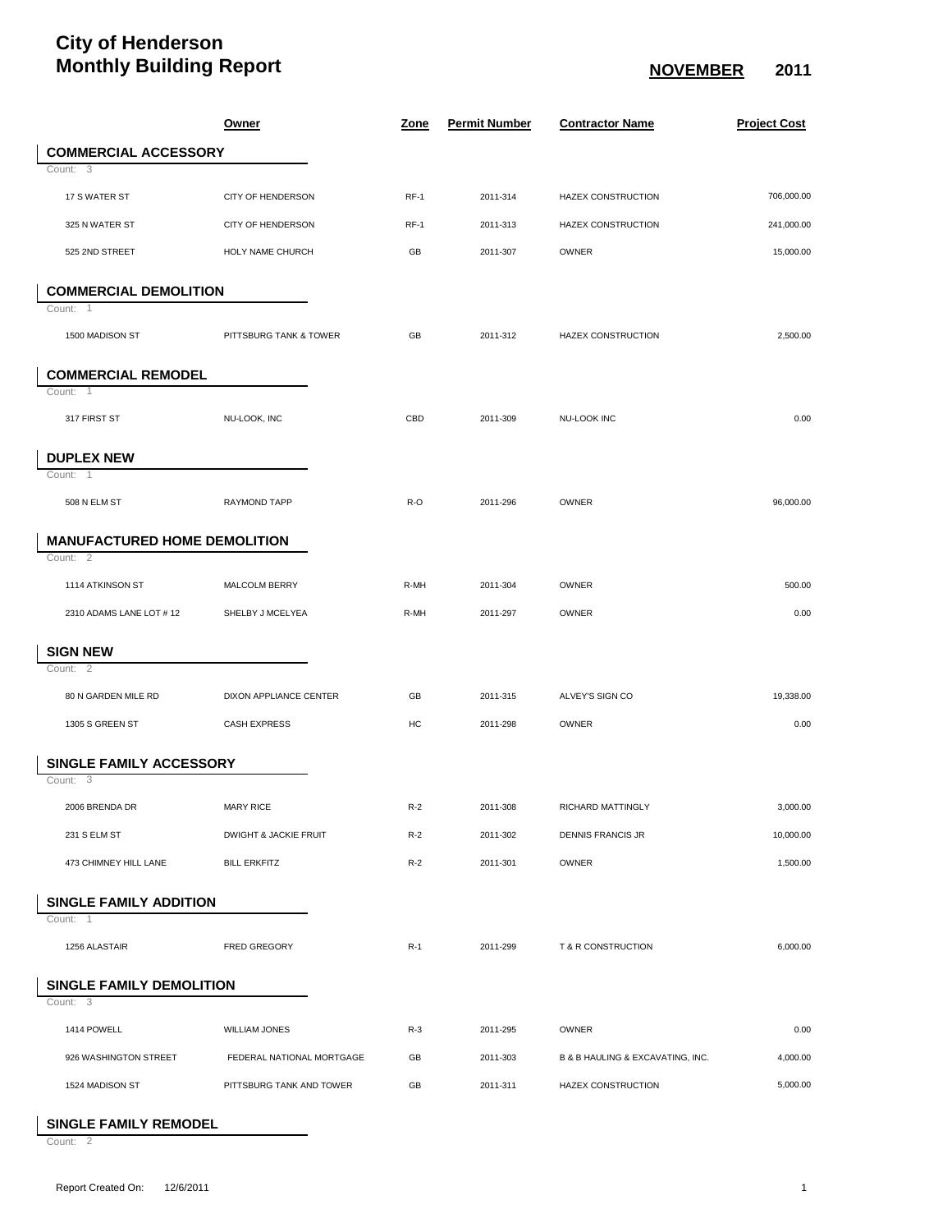# City of Henderson
# Monthly Building Report

**NOVEMBER 2011**

| | Owner | Zone | Permit Number | Contractor Name | Project Cost |
|---|---|---|---|---|---|
| **COMMERCIAL ACCESSORY** | | | | | |
| Count: 3 | | | | | |
| 17 S WATER ST | CITY OF HENDERSON | RF-1 | 2011-314 | HAZEX CONSTRUCTION | 706,000.00 |
| 325 N WATER ST | CITY OF HENDERSON | RF-1 | 2011-313 | HAZEX CONSTRUCTION | 241,000.00 |
| 525 2ND STREET | HOLY NAME CHURCH | GB | 2011-307 | OWNER | 15,000.00 |
| **COMMERCIAL DEMOLITION** | | | | | |
| Count: 1 | | | | | |
| 1500 MADISON ST | PITTSBURG TANK & TOWER | GB | 2011-312 | HAZEX CONSTRUCTION | 2,500.00 |
| **COMMERCIAL REMODEL** | | | | | |
| Count: 1 | | | | | |
| 317 FIRST ST | NU-LOOK, INC | CBD | 2011-309 | NU-LOOK INC | 0.00 |
| **DUPLEX NEW** | | | | | |
| Count: 1 | | | | | |
| 508 N ELM ST | RAYMOND TAPP | R-O | 2011-296 | OWNER | 96,000.00 |
| **MANUFACTURED HOME DEMOLITION** | | | | | |
| Count: 2 | | | | | |
| 1114 ATKINSON ST | MALCOLM BERRY | R-MH | 2011-304 | OWNER | 500.00 |
| 2310 ADAMS LANE LOT # 12 | SHELBY J MCELYEA | R-MH | 2011-297 | OWNER | 0.00 |
| **SIGN NEW** | | | | | |
| Count: 2 | | | | | |
| 80 N GARDEN MILE RD | DIXON APPLIANCE CENTER | GB | 2011-315 | ALVEY'S SIGN CO | 19,338.00 |
| 1305 S GREEN ST | CASH EXPRESS | HC | 2011-298 | OWNER | 0.00 |
| **SINGLE FAMILY ACCESSORY** | | | | | |
| Count: 3 | | | | | |
| 2006 BRENDA DR | MARY RICE | R-2 | 2011-308 | RICHARD MATTINGLY | 3,000.00 |
| 231 S ELM ST | DWIGHT & JACKIE FRUIT | R-2 | 2011-302 | DENNIS FRANCIS JR | 10,000.00 |
| 473 CHIMNEY HILL LANE | BILL ERKFITZ | R-2 | 2011-301 | OWNER | 1,500.00 |
| **SINGLE FAMILY ADDITION** | | | | | |
| Count: 1 | | | | | |
| 1256 ALASTAIR | FRED GREGORY | R-1 | 2011-299 | T & R CONSTRUCTION | 6,000.00 |
| **SINGLE FAMILY DEMOLITION** | | | | | |
| Count: 3 | | | | | |
| 1414 POWELL | WILLIAM JONES | R-3 | 2011-295 | OWNER | 0.00 |
| 926 WASHINGTON STREET | FEDERAL NATIONAL MORTGAGE | GB | 2011-303 | B & B HAULING & EXCAVATING, INC. | 4,000.00 |
| 1524 MADISON ST | PITTSBURG TANK AND TOWER | GB | 2011-311 | HAZEX CONSTRUCTION | 5,000.00 |
| **SINGLE FAMILY REMODEL** | | | | | |
| Count: 2 | | | | | |

Report Created On: 12/6/2011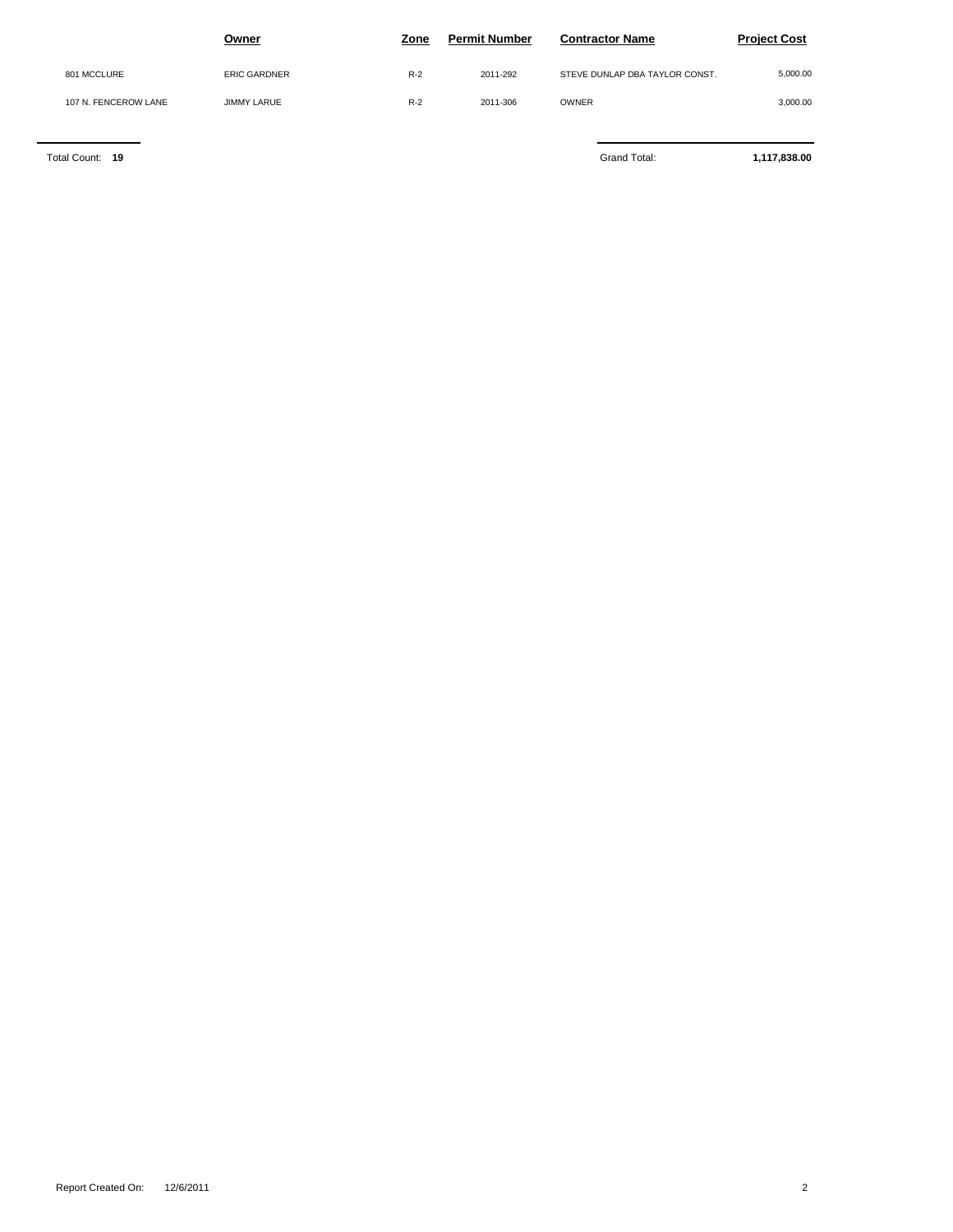| | Owner | Zone | Permit Number | Contractor Name | Project Cost |
|---|---|---|---|---|---|
| 801 MCCLURE | ERIC GARDNER | R-2 | 2011-292 | STEVE DUNLAP DBA TAYLOR CONST. | 5,000.00 |
| 107 N. FENCEROW LANE | JIMMY LARUE | R-2 | 2011-306 | OWNER | 3,000.00 |

Total Count: **19**

Grand Total: **1,117,838.00**

Report Created On: 12/6/2011